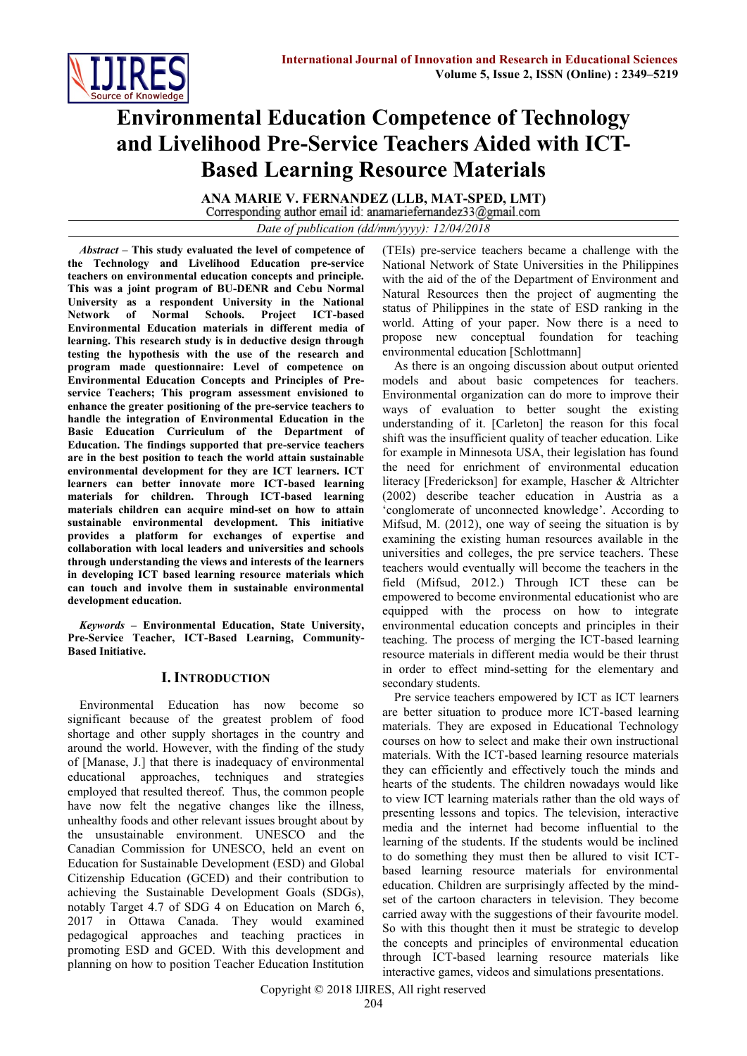# Environmental Education Competence of Technology and Livelihood Pre-Service Teachers Aided with ICT-Based Learning Resource Materials

**ANA MARIE V. FERNANDEZ (LLB, MAT-SPED, LMT)**

Corresponding author email id: anamariefernandez33@gmail.com

*Date of publication (dd/mm/yyyy): 12/04/2018*

***Abstract* – This study evaluated the level of competence of the Technology and Livelihood Education pre-service teachers on environmental education concepts and principle. This was a joint program of BU-DENR and Cebu Normal University as a respondent University in the National Network of Normal Schools. Project ICT-based Environmental Education materials in different media of learning. This research study is in deductive design through testing the hypothesis with the use of the research and program made questionnaire: Level of competence on Environmental Education Concepts and Principles of Pre-service Teachers; This program assessment envisioned to enhance the greater positioning of the pre-service teachers to handle the integration of Environmental Education in the Basic Education Curriculum of the Department of Education. The findings supported that pre-service teachers are in the best position to teach the world attain sustainable environmental development for they are ICT learners. ICT learners can better innovate more ICT-based learning materials for children. Through ICT-based learning materials children can acquire mind-set on how to attain sustainable environmental development. This initiative provides a platform for exchanges of expertise and collaboration with local leaders and universities and schools through understanding the views and interests of the learners in developing ICT based learning resource materials which can touch and involve them in sustainable environmental development education.**

***Keywords* – Environmental Education, State University, Pre-Service Teacher, ICT-Based Learning, Community-Based Initiative.**

## I. Introduction

Environmental Education has now become so significant because of the greatest problem of food shortage and other supply shortages in the country and around the world. However, with the finding of the study of [Manase, J.] that there is inadequacy of environmental educational approaches, techniques and strategies employed that resulted thereof. Thus, the common people have now felt the negative changes like the illness, unhealthy foods and other relevant issues brought about by the unsustainable environment. UNESCO and the Canadian Commission for UNESCO, held an event on Education for Sustainable Development (ESD) and Global Citizenship Education (GCED) and their contribution to achieving the Sustainable Development Goals (SDGs), notably Target 4.7 of SDG 4 on Education on March 6, 2017 in Ottawa Canada. They would examined pedagogical approaches and teaching practices in promoting ESD and GCED. With this development and planning on how to position Teacher Education Institution (TEIs) pre-service teachers became a challenge with the National Network of State Universities in the Philippines with the aid of the of the Department of Environment and Natural Resources then the project of augmenting the status of Philippines in the state of ESD ranking in the world. Atting of your paper. Now there is a need to propose new conceptual foundation for teaching environmental education [Schlottmann]

As there is an ongoing discussion about output oriented models and about basic competences for teachers. Environmental organization can do more to improve their ways of evaluation to better sought the existing understanding of it. [Carleton] the reason for this focal shift was the insufficient quality of teacher education. Like for example in Minnesota USA, their legislation has found the need for enrichment of environmental education literacy [Frederickson] for example, Hascher & Altrichter (2002) describe teacher education in Austria as a 'conglomerate of unconnected knowledge'. According to Mifsud, M. (2012), one way of seeing the situation is by examining the existing human resources available in the universities and colleges, the pre service teachers. These teachers would eventually will become the teachers in the field (Mifsud, 2012.) Through ICT these can be empowered to become environmental educationist who are equipped with the process on how to integrate environmental education concepts and principles in their teaching. The process of merging the ICT-based learning resource materials in different media would be their thrust in order to effect mind-setting for the elementary and secondary students.

Pre service teachers empowered by ICT as ICT learners are better situation to produce more ICT-based learning materials. They are exposed in Educational Technology courses on how to select and make their own instructional materials. With the ICT-based learning resource materials they can efficiently and effectively touch the minds and hearts of the students. The children nowadays would like to view ICT learning materials rather than the old ways of presenting lessons and topics. The television, interactive media and the internet had become influential to the learning of the students. If the students would be inclined to do something they must then be allured to visit ICT-based learning resource materials for environmental education. Children are surprisingly affected by the mind-set of the cartoon characters in television. They become carried away with the suggestions of their favourite model. So with this thought then it must be strategic to develop the concepts and principles of environmental education through ICT-based learning resource materials like interactive games, videos and simulations presentations.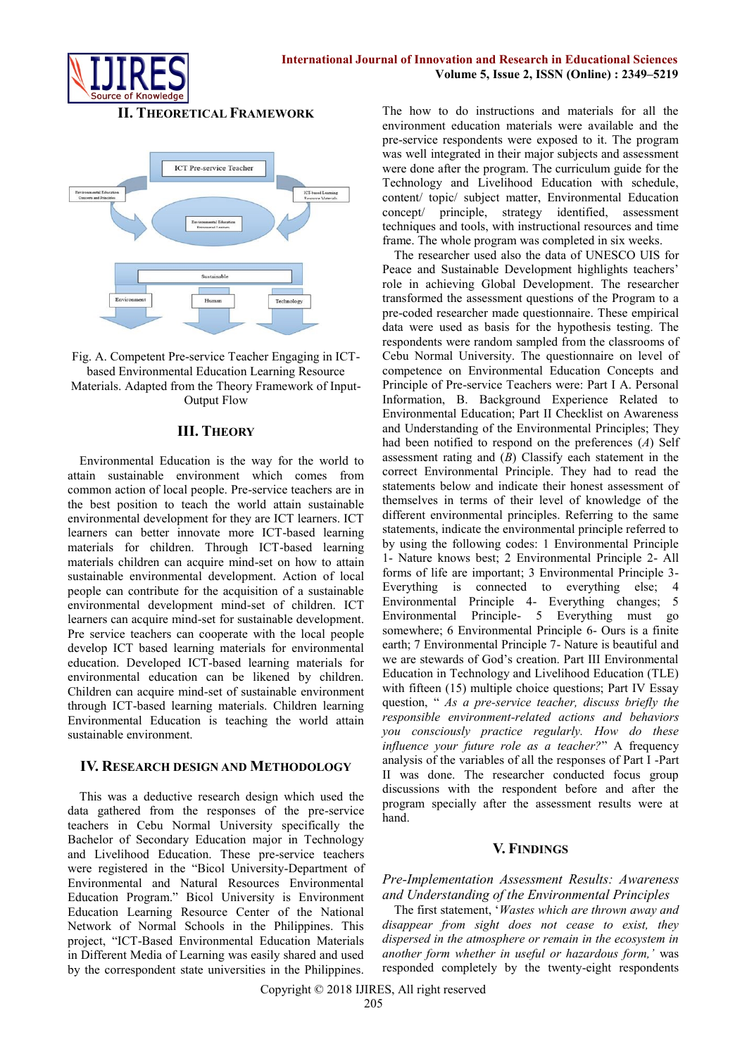## II. Theoretical Framework

Fig. A. Competent Pre-service Teacher Engaging in ICT-based Environmental Education Learning Resource Materials. Adapted from the Theory Framework of Input-Output Flow

## III. Theory

Environmental Education is the way for the world to attain sustainable environment which comes from common action of local people. Pre-service teachers are in the best position to teach the world attain sustainable environmental development for they are ICT learners. ICT learners can better innovate more ICT-based learning materials for children. Through ICT-based learning materials children can acquire mind-set on how to attain sustainable environmental development. Action of local people can contribute for the acquisition of a sustainable environmental development mind-set of children. ICT learners can acquire mind-set for sustainable development. Pre service teachers can cooperate with the local people develop ICT based learning materials for environmental education. Developed ICT-based learning materials for environmental education can be likened by children. Children can acquire mind-set of sustainable environment through ICT-based learning materials. Children learning Environmental Education is teaching the world attain sustainable environment.

## IV. Research Design and Methodology

This was a deductive research design which used the data gathered from the responses of the pre-service teachers in Cebu Normal University specifically the Bachelor of Secondary Education major in Technology and Livelihood Education. These pre-service teachers were registered in the "Bicol University-Department of Environmental and Natural Resources Environmental Education Program." Bicol University is Environment Education Learning Resource Center of the National Network of Normal Schools in the Philippines. This project, "ICT-Based Environmental Education Materials in Different Media of Learning was easily shared and used by the correspondent state universities in the Philippines. The how to do instructions and materials for all the environment education materials were available and the pre-service respondents were exposed to it. The program was well integrated in their major subjects and assessment were done after the program. The curriculum guide for the Technology and Livelihood Education with schedule, content/ topic/ subject matter, Environmental Education concept/ principle, strategy identified, assessment techniques and tools, with instructional resources and time frame. The whole program was completed in six weeks.

The researcher used also the data of UNESCO UIS for Peace and Sustainable Development highlights teachers' role in achieving Global Development. The researcher transformed the assessment questions of the Program to a pre-coded researcher made questionnaire. These empirical data were used as basis for the hypothesis testing. The respondents were random sampled from the classrooms of Cebu Normal University. The questionnaire on level of competence on Environmental Education Concepts and Principle of Pre-service Teachers were: Part I A. Personal Information, B. Background Experience Related to Environmental Education; Part II Checklist on Awareness and Understanding of the Environmental Principles; They had been notified to respond on the preferences (*A*) Self assessment rating and (*B*) Classify each statement in the correct Environmental Principle. They had to read the statements below and indicate their honest assessment of themselves in terms of their level of knowledge of the different environmental principles. Referring to the same statements, indicate the environmental principle referred to by using the following codes: 1 Environmental Principle 1- Nature knows best; 2 Environmental Principle 2- All forms of life are important; 3 Environmental Principle 3- Everything is connected to everything else; 4 Environmental Principle 4- Everything changes; 5 Environmental Principle- 5 Everything must go somewhere; 6 Environmental Principle 6- Ours is a finite earth; 7 Environmental Principle 7- Nature is beautiful and we are stewards of God's creation. Part III Environmental Education in Technology and Livelihood Education (TLE) with fifteen (15) multiple choice questions; Part IV Essay question, " *As a pre-service teacher, discuss briefly the responsible environment-related actions and behaviors you consciously practice regularly. How do these influence your future role as a teacher?*" A frequency analysis of the variables of all the responses of Part I -Part II was done. The researcher conducted focus group discussions with the respondent before and after the program specially after the assessment results were at hand.

## V. Findings

### *Pre-Implementation Assessment Results: Awareness and Understanding of the Environmental Principles*

The first statement, '*Wastes which are thrown away and disappear from sight does not cease to exist, they dispersed in the atmosphere or remain in the ecosystem in another form whether in useful or hazardous form,'* was responded completely by the twenty-eight respondents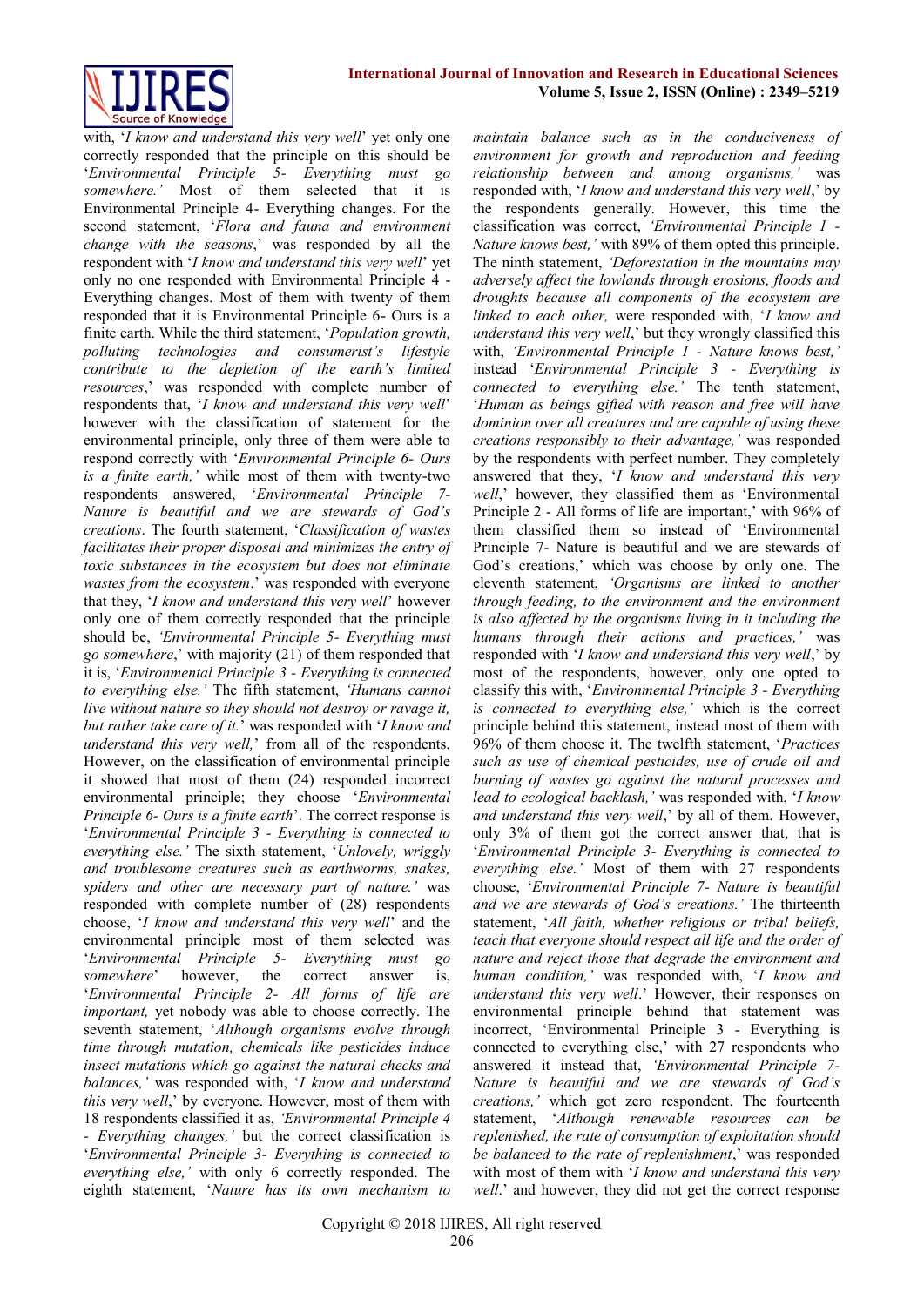with, '*I know and understand this very well*' yet only one correctly responded that the principle on this should be '*Environmental Principle 5- Everything must go somewhere.'* Most of them selected that it is Environmental Principle 4- Everything changes. For the second statement, '*Flora and fauna and environment change with the seasons*,' was responded by all the respondent with '*I know and understand this very well*' yet only no one responded with Environmental Principle 4 - Everything changes. Most of them with twenty of them responded that it is Environmental Principle 6- Ours is a finite earth. While the third statement, '*Population growth, polluting technologies and consumerist's lifestyle contribute to the depletion of the earth's limited resources*,' was responded with complete number of respondents that, '*I know and understand this very well*' however with the classification of statement for the environmental principle, only three of them were able to respond correctly with '*Environmental Principle 6- Ours is a finite earth,'* while most of them with twenty-two respondents answered, '*Environmental Principle 7- Nature is beautiful and we are stewards of God's creations*. The fourth statement, '*Classification of wastes facilitates their proper disposal and minimizes the entry of toxic substances in the ecosystem but does not eliminate wastes from the ecosystem*.' was responded with everyone that they, '*I know and understand this very well*' however only one of them correctly responded that the principle should be, *'Environmental Principle 5- Everything must go somewhere*,' with majority (21) of them responded that it is, '*Environmental Principle 3 - Everything is connected to everything else.'* The fifth statement, *'Humans cannot live without nature so they should not destroy or ravage it, but rather take care of it.*' was responded with '*I know and understand this very well,*' from all of the respondents. However, on the classification of environmental principle it showed that most of them (24) responded incorrect environmental principle; they choose '*Environmental Principle 6- Ours is a finite earth*'. The correct response is '*Environmental Principle 3 - Everything is connected to everything else.'* The sixth statement, '*Unlovely, wriggly and troublesome creatures such as earthworms, snakes, spiders and other are necessary part of nature.'* was responded with complete number of (28) respondents choose, '*I know and understand this very well*' and the environmental principle most of them selected was '*Environmental Principle 5- Everything must go somewhere*' however, the correct answer is, '*Environmental Principle 2- All forms of life are important,* yet nobody was able to choose correctly. The seventh statement, '*Although organisms evolve through time through mutation, chemicals like pesticides induce insect mutations which go against the natural checks and balances,'* was responded with, '*I know and understand this very well*,' by everyone. However, most of them with 18 respondents classified it as, *'Environmental Principle 4 - Everything changes,'* but the correct classification is '*Environmental Principle 3- Everything is connected to everything else,'* with only 6 correctly responded. The eighth statement, '*Nature has its own mechanism to maintain balance such as in the conduciveness of environment for growth and reproduction and feeding relationship between and among organisms,'* was responded with, '*I know and understand this very well*,' by the respondents generally. However, this time the classification was correct, *'Environmental Principle 1 - Nature knows best,'* with 89% of them opted this principle. The ninth statement, *'Deforestation in the mountains may adversely affect the lowlands through erosions, floods and droughts because all components of the ecosystem are linked to each other,* were responded with, '*I know and understand this very well*,' but they wrongly classified this with, *'Environmental Principle 1 - Nature knows best,'* instead '*Environmental Principle 3 - Everything is connected to everything else.'* The tenth statement, '*Human as beings gifted with reason and free will have dominion over all creatures and are capable of using these creations responsibly to their advantage,'* was responded by the respondents with perfect number. They completely answered that they, '*I know and understand this very well*,' however, they classified them as 'Environmental Principle 2 - All forms of life are important,' with 96% of them classified them so instead of 'Environmental Principle 7- Nature is beautiful and we are stewards of God's creations,' which was choose by only one. The eleventh statement, *'Organisms are linked to another through feeding, to the environment and the environment is also affected by the organisms living in it including the humans through their actions and practices,'* was responded with '*I know and understand this very well*,' by most of the respondents, however, only one opted to classify this with, '*Environmental Principle 3 - Everything is connected to everything else,'* which is the correct principle behind this statement, instead most of them with 96% of them choose it. The twelfth statement, '*Practices such as use of chemical pesticides, use of crude oil and burning of wastes go against the natural processes and lead to ecological backlash,'* was responded with, '*I know and understand this very well*,' by all of them. However, only 3% of them got the correct answer that, that is '*Environmental Principle 3- Everything is connected to everything else.'* Most of them with 27 respondents choose, '*Environmental Principle 7- Nature is beautiful and we are stewards of God's creations.'* The thirteenth statement, '*All faith, whether religious or tribal beliefs, teach that everyone should respect all life and the order of nature and reject those that degrade the environment and human condition,'* was responded with, '*I know and understand this very well*.' However, their responses on environmental principle behind that statement was incorrect, 'Environmental Principle 3 - Everything is connected to everything else,' with 27 respondents who answered it instead that, *'Environmental Principle 7- Nature is beautiful and we are stewards of God's creations,'* which got zero respondent. The fourteenth statement, '*Although renewable resources can be replenished, the rate of consumption of exploitation should be balanced to the rate of replenishment*,' was responded with most of them with '*I know and understand this very well*.' and however, they did not get the correct response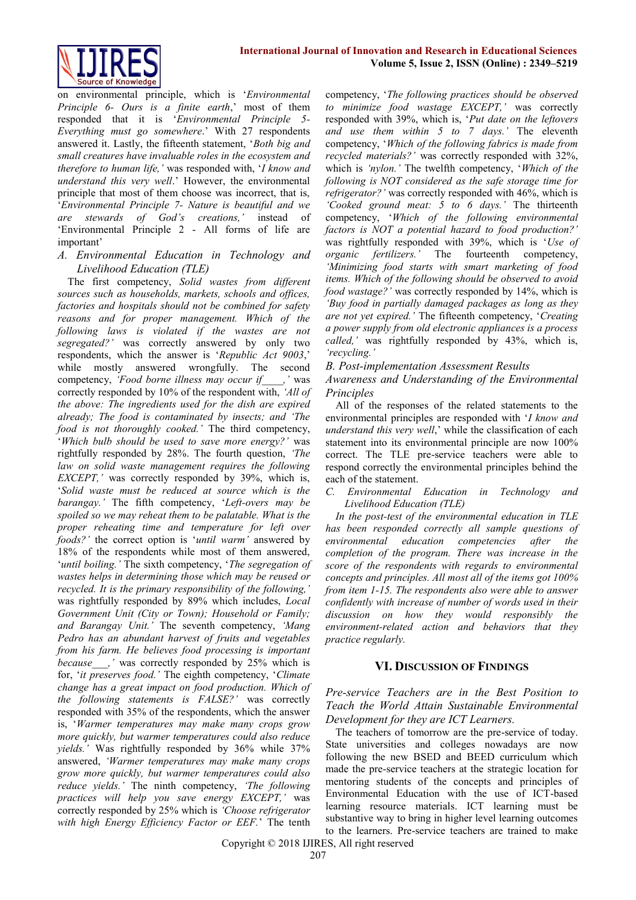on environmental principle, which is '*Environmental Principle 6- Ours is a finite earth*,' most of them responded that it is '*Environmental Principle 5- Everything must go somewhere*.' With 27 respondents answered it. Lastly, the fifteenth statement, '*Both big and small creatures have invaluable roles in the ecosystem and therefore to human life,'* was responded with, '*I know and understand this very well*.' However, the environmental principle that most of them choose was incorrect, that is, '*Environmental Principle 7- Nature is beautiful and we are stewards of God's creations,'* instead of 'Environmental Principle 2 - All forms of life are important'

### *A. Environmental Education in Technology and Livelihood Education (TLE)*

The first competency, *Solid wastes from different sources such as households, markets, schools and offices, factories and hospitals should not be combined for safety reasons and for proper management. Which of the following laws is violated if the wastes are not segregated?'* was correctly answered by only two respondents, which the answer is '*Republic Act 9003*,' while mostly answered wrongfully. The second competency, *'Food borne illness may occur if____,'* was correctly responded by 10% of the respondent with, *'All of the above: The ingredients used for the dish are expired already; The food is contaminated by insects;* and *'The food is not thoroughly cooked.'* The third competency, '*Which bulb should be used to save more energy?'* was rightfully responded by 28%. The fourth question, *'The law on solid waste management requires the following EXCEPT,'* was correctly responded by 39%, which is, '*Solid waste must be reduced at source which is the barangay.'* The fifth competency, '*Left-overs may be spoiled so we may reheat them to be palatable. What is the proper reheating time and temperature for left over foods?'* the correct option is '*until warm'* answered by 18% of the respondents while most of them answered, '*until boiling.'* The sixth competency, '*The segregation of wastes helps in determining those which may be reused or recycled. It is the primary responsibility of the following,'* was rightfully responded by 89% which includes, *Local Government Unit (City or Town); Household or Family; and Barangay Unit.'* The seventh competency, *'Mang Pedro has an abundant harvest of fruits and vegetables from his farm. He believes food processing is important because___,'* was correctly responded by 25% which is for, '*it preserves food.'* The eighth competency, '*Climate change has a great impact on food production. Which of the following statements is FALSE?'* was correctly responded with 35% of the respondents, which the answer is, '*Warmer temperatures may make many crops grow more quickly, but warmer temperatures could also reduce yields.'* Was rightfully responded by 36% while 37% answered, *'Warmer temperatures may make many crops grow more quickly, but warmer temperatures could also reduce yields.'* The ninth competency, *'The following practices will help you save energy EXCEPT,'* was correctly responded by 25% which is *'Choose refrigerator with high Energy Efficiency Factor or EEF.*' The tenth competency, '*The following practices should be observed to minimize food wastage EXCEPT,'* was correctly responded with 39%, which is, '*Put date on the leftovers and use them within 5 to 7 days.'* The eleventh competency, '*Which of the following fabrics is made from recycled materials?'* was correctly responded with 32%, which is *'nylon.'* The twelfth competency, '*Which of the following is NOT considered as the safe storage time for refrigerator?'* was correctly responded with 46%, which is *'Cooked ground meat: 5 to 6 days.'* The thirteenth competency, '*Which of the following environmental factors is NOT a potential hazard to food production?'* was rightfully responded with 39%, which is '*Use of organic fertilizers.'* The fourteenth competency, *'Minimizing food starts with smart marketing of food items. Which of the following should be observed to avoid food wastage?'* was correctly responded by 14%, which is *'Buy food in partially damaged packages as long as they are not yet expired.'* The fifteenth competency, '*Creating a power supply from old electronic appliances is a process called,'* was rightfully responded by 43%, which is, *'recycling.'*

### *B. Post-implementation Assessment Results*

#### *Awareness and Understanding of the Environmental Principles*

All of the responses of the related statements to the environmental principles are responded with '*I know and understand this very well*,' while the classification of each statement into its environmental principle are now 100% correct. The TLE pre-service teachers were able to respond correctly the environmental principles behind the each of the statement.

### *C. Environmental Education in Technology and Livelihood Education (TLE)*

*In the post-test of the environmental education in TLE has been responded correctly all sample questions of environmental education competencies after the completion of the program. There was increase in the score of the respondents with regards to environmental concepts and principles. All most all of the items got 100% from item 1-15. The respondents also were able to answer confidently with increase of number of words used in their discussion on how they would responsibly the environment-related action and behaviors that they practice regularly.*

## VI. Discussion of Findings

### *Pre-service Teachers are in the Best Position to Teach the World Attain Sustainable Environmental Development for they are ICT Learners.*

The teachers of tomorrow are the pre-service of today. State universities and colleges nowadays are now following the new BSED and BEED curriculum which made the pre-service teachers at the strategic location for mentoring students of the concepts and principles of Environmental Education with the use of ICT-based learning resource materials. ICT learning must be substantive way to bring in higher level learning outcomes to the learners. Pre-service teachers are trained to make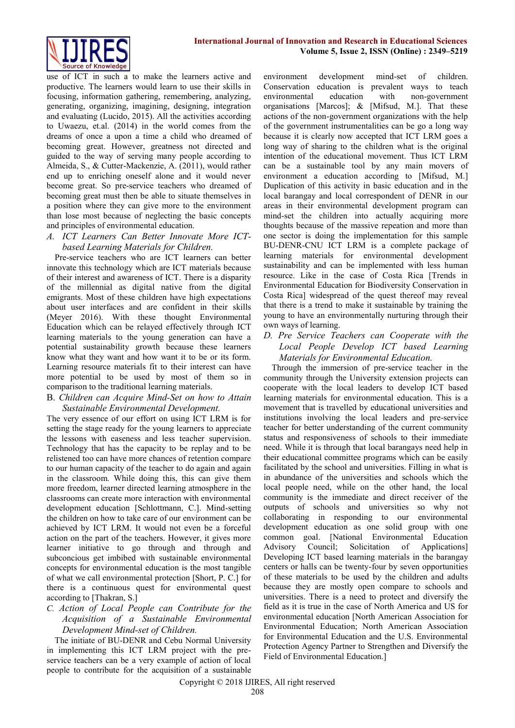use of ICT in such a to make the learners active and productive. The learners would learn to use their skills in focusing, information gathering, remembering, analyzing, generating, organizing, imagining, designing, integration and evaluating (Lucido, 2015). All the activities according to Uwaezu, et.al. (2014) in the world comes from the dreams of once a upon a time a child who dreamed of becoming great. However, greatness not directed and guided to the way of serving many people according to Almeida, S., & Cutter-Mackenzie, A. (2011), would rather end up to enriching oneself alone and it would never become great. So pre-service teachers who dreamed of becoming great must then be able to situate themselves in a position where they can give more to the environment than lose most because of neglecting the basic concepts and principles of environmental education.

### *A. ICT Learners Can Better Innovate More ICT-based Learning Materials for Children.*

Pre-service teachers who are ICT learners can better innovate this technology which are ICT materials because of their interest and awareness of ICT. There is a disparity of the millennial as digital native from the digital emigrants. Most of these children have high expectations about user interfaces and are confident in their skills (Meyer 2016). With these thought Environmental Education which can be relayed effectively through ICT learning materials to the young generation can have a potential sustainability growth because these learners know what they want and how want it to be or its form. Learning resource materials fit to their interest can have more potential to be used by most of them so in comparison to the traditional learning materials.

### B. *Children can Acquire Mind-Set on how to Attain Sustainable Environmental Development.*

The very essence of our effort on using ICT LRM is for setting the stage ready for the young learners to appreciate the lessons with easeness and less teacher supervision. Technology that has the capacity to be replay and to be relistened too can have more chances of retention compare to our human capacity of the teacher to do again and again in the classroom. While doing this, this can give them more freedom, learner directed learning atmosphere in the classrooms can create more interaction with environmental development education [Schlottmann, C.]. Mind-setting the children on how to take care of our environment can be achieved by ICT LRM. It would not even be a forceful action on the part of the teachers. However, it gives more learner initiative to go through and through and subconcious get imbibed with sustainable environmental concepts for environmental education is the most tangible of what we call environmental protection [Short, P. C.] for there is a continuous quest for environmental quest according to [Thakran, S.]

### *C. Action of Local People can Contribute for the Acquisition of a Sustainable Environmental Development Mind-set of Children.*

The initiate of BU-DENR and Cebu Normal University in implementing this ICT LRM project with the pre-service teachers can be a very example of action of local people to contribute for the acquisition of a sustainable environment development mind-set of children. Conservation education is prevalent ways to teach environmental education with non-government organisations [Marcos]; & [Mifsud, M.]. That these actions of the non-government organizations with the help of the government instrumentalities can be go a long way because it is clearly now accepted that ICT LRM goes a long way of sharing to the children what is the original intention of the educational movement. Thus ICT LRM can be a sustainable tool by any main movers of environment a education according to [Mifsud, M.] Duplication of this activity in basic education and in the local barangay and local correspondent of DENR in our areas in their environmental development program can mind-set the children into actually acquiring more thoughts because of the massive repeation and more than one sector is doing the implementation for this sample BU-DENR-CNU ICT LRM is a complete package of learning materials for environmental development sustainability and can be implemented with less human resource. Like in the case of Costa Rica [Trends in Environmental Education for Biodiversity Conservation in Costa Rica] widespread of the quest thereof may reveal that there is a trend to make it sustainable by training the young to have an environmentally nurturing through their own ways of learning.

### *D. Pre Service Teachers can Cooperate with the Local People Develop ICT based Learning Materials for Environmental Education.*

Through the immersion of pre-service teacher in the community through the University extension projects can cooperate with the local leaders to develop ICT based learning materials for environmental education. This is a movement that is travelled by educational universities and institutions involving the local leaders and pre-service teacher for better understanding of the current community status and responsiveness of schools to their immediate need. While it is through that local barangays need help in their educational committee programs which can be easily facilitated by the school and universities. Filling in what is in abundance of the universities and schools which the local people need, while on the other hand, the local community is the immediate and direct receiver of the outputs of schools and universities so why not collaborating in responding to our environmental development education as one solid group with one common goal. [National Environmental Education Advisory Council; Solicitation of Applications] Developing ICT based learning materials in the barangay centers or halls can be twenty-four by seven opportunities of these materials to be used by the children and adults because they are mostly open compare to schools and universities. There is a need to protect and diversify the field as it is true in the case of North America and US for environmental education [North American Association for Environmental Education; North American Association for Environmental Education and the U.S. Environmental Protection Agency Partner to Strengthen and Diversify the Field of Environmental Education.]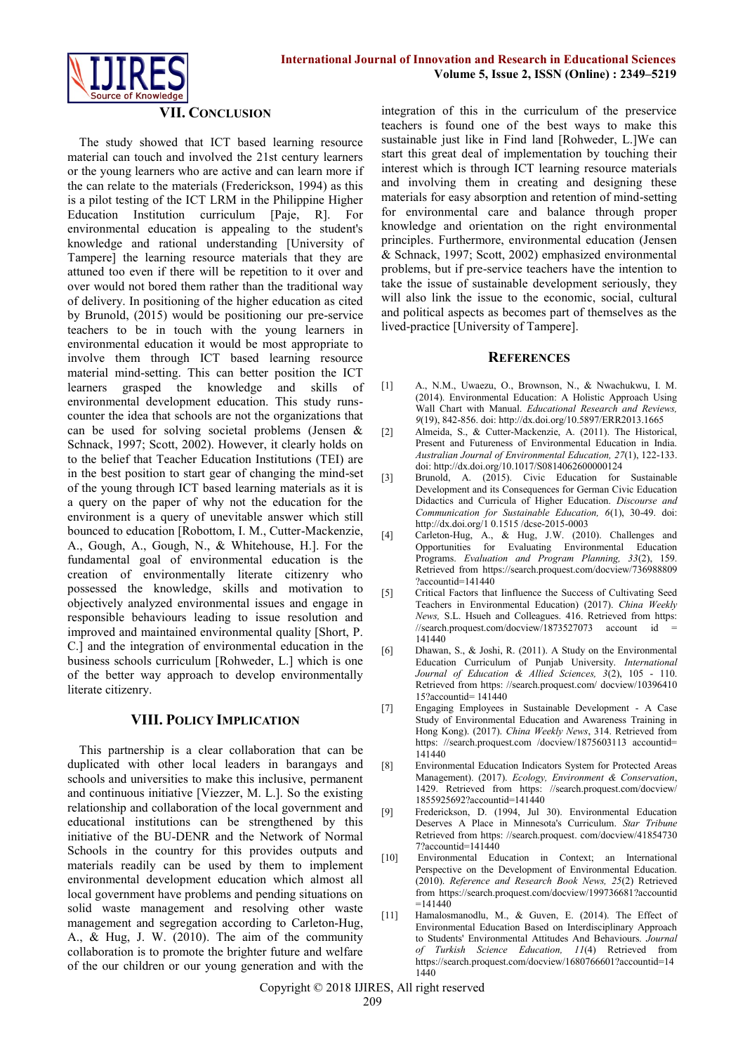## VII. Conclusion

The study showed that ICT based learning resource material can touch and involved the 21st century learners or the young learners who are active and can learn more if the can relate to the materials (Frederickson, 1994) as this is a pilot testing of the ICT LRM in the Philippine Higher Education Institution curriculum [Paje, R]. For environmental education is appealing to the student's knowledge and rational understanding [University of Tampere] the learning resource materials that they are attuned too even if there will be repetition to it over and over would not bored them rather than the traditional way of delivery. In positioning of the higher education as cited by Brunold, (2015) would be positioning our pre-service teachers to be in touch with the young learners in environmental education it would be most appropriate to involve them through ICT based learning resource material mind-setting. This can better position the ICT learners grasped the knowledge and skills of environmental development education. This study runs-counter the idea that schools are not the organizations that can be used for solving societal problems (Jensen & Schnack, 1997; Scott, 2002). However, it clearly holds on to the belief that Teacher Education Institutions (TEI) are in the best position to start gear of changing the mind-set of the young through ICT based learning materials as it is a query on the paper of why not the education for the environment is a query of unevitable answer which still bounced to education [Robottom, I. M., Cutter-Mackenzie, A., Gough, A., Gough, N., & Whitehouse, H.]. For the fundamental goal of environmental education is the creation of environmentally literate citizenry who possessed the knowledge, skills and motivation to objectively analyzed environmental issues and engage in responsible behaviours leading to issue resolution and improved and maintained environmental quality [Short, P. C.] and the integration of environmental education in the business schools curriculum [Rohweder, L.] which is one of the better way approach to develop environmentally literate citizenry.

## VIII. Policy Implication

This partnership is a clear collaboration that can be duplicated with other local leaders in barangays and schools and universities to make this inclusive, permanent and continuous initiative [Viezzer, M. L.]. So the existing relationship and collaboration of the local government and educational institutions can be strengthened by this initiative of the BU-DENR and the Network of Normal Schools in the country for this provides outputs and materials readily can be used by them to implement environmental development education which almost all local government have problems and pending situations on solid waste management and resolving other waste management and segregation according to Carleton-Hug, A., & Hug, J. W. (2010). The aim of the community collaboration is to promote the brighter future and welfare of the our children or our young generation and with the integration of this in the curriculum of the preservice teachers is found one of the best ways to make this sustainable just like in Find land [Rohweder, L.]We can start this great deal of implementation by touching their interest which is through ICT learning resource materials and involving them in creating and designing these materials for easy absorption and retention of mind-setting for environmental care and balance through proper knowledge and orientation on the right environmental principles. Furthermore, environmental education (Jensen & Schnack, 1997; Scott, 2002) emphasized environmental problems, but if pre-service teachers have the intention to take the issue of sustainable development seriously, they will also link the issue to the economic, social, cultural and political aspects as becomes part of themselves as the lived-practice [University of Tampere].

## References

[1] A., N.M., Uwaezu, O., Brownson, N., & Nwachukwu, I. M. (2014). Environmental Education: A Holistic Approach Using Wall Chart with Manual. *Educational Research and Reviews, 9*(19), 842-856. doi: http://dx.doi.org/10.5897/ERR2013.1665

[2] Almeida, S., & Cutter-Mackenzie, A. (2011). The Historical, Present and Futureness of Environmental Education in India. *Australian Journal of Environmental Education, 27*(1), 122-133. doi: http://dx.doi.org/10.1017/S0814062600000124

[3] Brunold, A. (2015). Civic Education for Sustainable Development and its Consequences for German Civic Education Didactics and Curricula of Higher Education. *Discourse and Communication for Sustainable Education, 6*(1), 30-49. doi: http://dx.doi.org/1 0.1515 /dcse-2015-0003

[4] Carleton-Hug, A., & Hug, J.W. (2010). Challenges and Opportunities for Evaluating Environmental Education Programs. *Evaluation and Program Planning, 33*(2), 159. Retrieved from https://search.proquest.com/docview/736988809?accountid=141440

[5] Critical Factors that Iinfluence the Success of Cultivating Seed Teachers in Environmental Education) (2017). *China Weekly News,* S.L. Hsueh and Colleagues. 416. Retrieved from https: //search.proquest.com/docview/1873527073 account id = 141440

[6] Dhawan, S., & Joshi, R. (2011). A Study on the Environmental Education Curriculum of Punjab University. *International Journal of Education & Allied Sciences, 3*(2), 105 - 110. Retrieved from https: //search.proquest.com/ docview/1039641015?accountid= 141440

[7] Engaging Employees in Sustainable Development - A Case Study of Environmental Education and Awareness Training in Hong Kong). (2017). *China Weekly News*, 314. Retrieved from https: //search.proquest.com /docview/1875603113 accountid= 141440

[8] Environmental Education Indicators System for Protected Areas Management). (2017). *Ecology, Environment & Conservation*, 1429. Retrieved from https: //search.proquest.com/docview/1855925692?accountid=141440

[9] Frederickson, D. (1994, Jul 30). Environmental Education Deserves A Place in Minnesota's Curriculum. *Star Tribune* Retrieved from https: //search.proquest. com/docview/418547307?accountid=141440

[10] Environmental Education in Context; an International Perspective on the Development of Environmental Education. (2010). *Reference and Research Book News, 25*(2) Retrieved from https://search.proquest.com/docview/199736681?accountid=141440

[11] Hamalosmanodlu, M., & Guven, E. (2014). The Effect of Environmental Education Based on Interdisciplinary Approach to Students' Environmental Attitudes And Behaviours. *Journal of Turkish Science Education, 11*(4) Retrieved from https://search.proquest.com/docview/1680766601?accountid=141440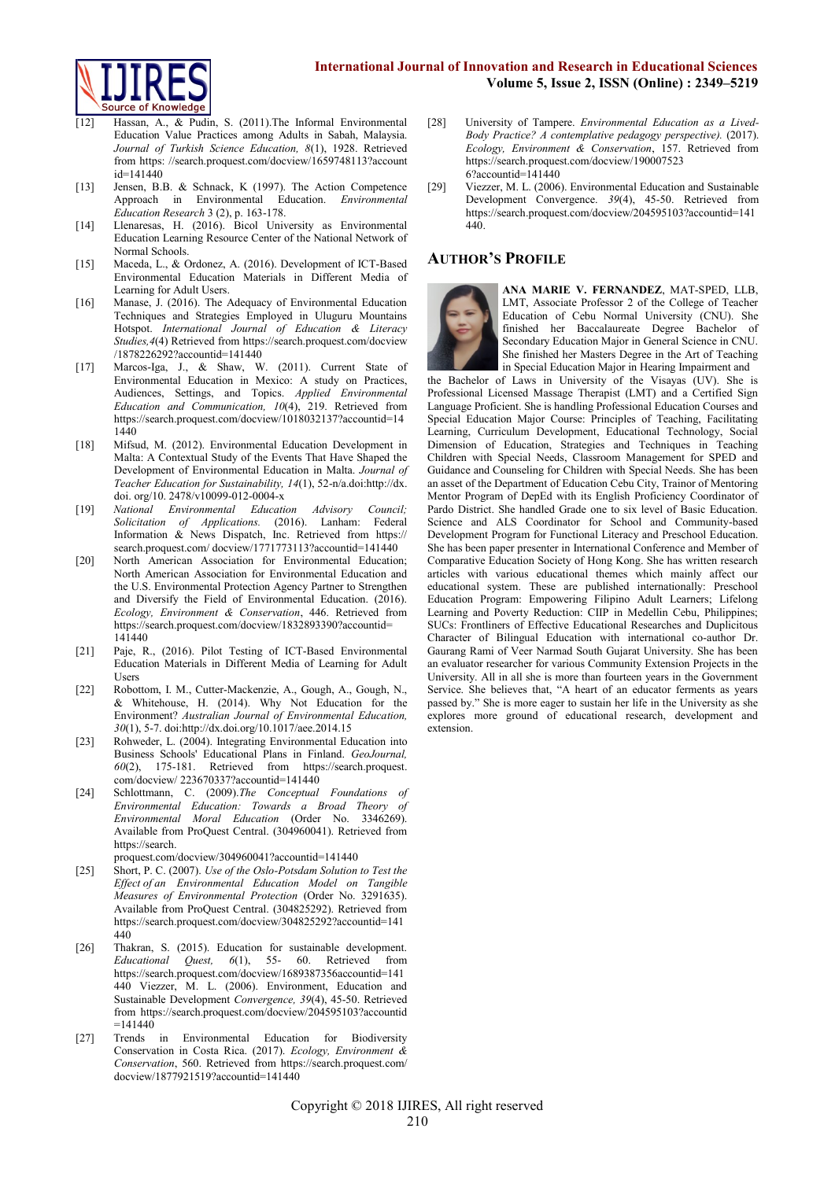[12] Hassan, A., & Pudin, S. (2011).The Informal Environmental Education Value Practices among Adults in Sabah, Malaysia. *Journal of Turkish Science Education, 8*(1), 1928. Retrieved from https: //search.proquest.com/docview/1659748113?accountid=141440

[13] Jensen, B.B. & Schnack, K (1997). The Action Competence Approach in Environmental Education. *Environmental Education Research* 3 (2), p. 163-178.

[14] Llenaresas, H. (2016). Bicol University as Environmental Education Learning Resource Center of the National Network of Normal Schools.

[15] Maceda, L., & Ordonez, A. (2016). Development of ICT-Based Environmental Education Materials in Different Media of Learning for Adult Users.

[16] Manase, J. (2016). The Adequacy of Environmental Education Techniques and Strategies Employed in Uluguru Mountains Hotspot. *International Journal of Education & Literacy Studies,4*(4) Retrieved from https://search.proquest.com/docview/1878226292?accountid=141440

[17] Marcos-Iga, J., & Shaw, W. (2011). Current State of Environmental Education in Mexico: A study on Practices, Audiences, Settings, and Topics. *Applied Environmental Education and Communication, 10*(4), 219. Retrieved from https://search.proquest.com/docview/1018032137?accountid=141440

[18] Mifsud, M. (2012). Environmental Education Development in Malta: A Contextual Study of the Events That Have Shaped the Development of Environmental Education in Malta. *Journal of Teacher Education for Sustainability, 14*(1), 52-n/a.doi:http://dx.doi. org/10. 2478/v10099-012-0004-x

[19] *National Environmental Education Advisory Council; Solicitation of Applications.* (2016). Lanham: Federal Information & News Dispatch, Inc. Retrieved from https:// search.proquest.com/ docview/1771773113?accountid=141440

[20] North American Association for Environmental Education; North American Association for Environmental Education and the U.S. Environmental Protection Agency Partner to Strengthen and Diversify the Field of Environmental Education. (2016). *Ecology, Environment & Conservation*, 446. Retrieved from https://search.proquest.com/docview/1832893390?accountid=141440

[21] Paje, R., (2016). Pilot Testing of ICT-Based Environmental Education Materials in Different Media of Learning for Adult Users

[22] Robottom, I. M., Cutter-Mackenzie, A., Gough, A., Gough, N., & Whitehouse, H. (2014). Why Not Education for the Environment? *Australian Journal of Environmental Education, 30*(1), 5-7. doi:http://dx.doi.org/10.1017/aee.2014.15

[23] Rohweder, L. (2004). Integrating Environmental Education into Business Schools' Educational Plans in Finland. *GeoJournal, 60*(2), 175-181. Retrieved from https://search.proquest.com/docview/ 223670337?accountid=141440

[24] Schlottmann, C. (2009).*The Conceptual Foundations of Environmental Education: Towards a Broad Theory of Environmental Moral Education* (Order No. 3346269). Available from ProQuest Central. (304960041). Retrieved from https://search.proquest.com/docview/304960041?accountid=141440

[25] Short, P. C. (2007). *Use of the Oslo-Potsdam Solution to Test the Effect of an Environmental Education Model on Tangible Measures of Environmental Protection* (Order No. 3291635). Available from ProQuest Central. (304825292). Retrieved from https://search.proquest.com/docview/304825292?accountid=141440

[26] Thakran, S. (2015). Education for sustainable development. *Educational Quest, 6*(1), 55- 60. Retrieved from https://search.proquest.com/docview/1689387356accountid=141440 Viezzer, M. L. (2006). Environment, Education and Sustainable Development *Convergence, 39*(4), 45-50. Retrieved from https://search.proquest.com/docview/204595103?accountid=141440

[27] Trends in Environmental Education for Biodiversity Conservation in Costa Rica. (2017). *Ecology, Environment & Conservation*, 560. Retrieved from https://search.proquest.com/docview/1877921519?accountid=141440

[28] University of Tampere. *Environmental Education as a Lived-Body Practice? A contemplative pedagogy perspective).* (2017). *Ecology, Environment & Conservation*, 157. Retrieved from https://search.proquest.com/docview/1900075236?accountid=141440

[29] Viezzer, M. L. (2006). Environmental Education and Sustainable Development Convergence. *39*(4), 45-50. Retrieved from https://search.proquest.com/docview/204595103?accountid=141440.

## Author's Profile

**ANA MARIE V. FERNANDEZ**, MAT-SPED, LLB, LMT, Associate Professor 2 of the College of Teacher Education of Cebu Normal University (CNU). She finished her Baccalaureate Degree Bachelor of Secondary Education Major in General Science in CNU. She finished her Masters Degree in the Art of Teaching in Special Education Major in Hearing Impairment and the Bachelor of Laws in University of the Visayas (UV). She is Professional Licensed Massage Therapist (LMT) and a Certified Sign Language Proficient. She is handling Professional Education Courses and Special Education Major Course: Principles of Teaching, Facilitating Learning, Curriculum Development, Educational Technology, Social Dimension of Education, Strategies and Techniques in Teaching Children with Special Needs, Classroom Management for SPED and Guidance and Counseling for Children with Special Needs. She has been an asset of the Department of Education Cebu City, Trainor of Mentoring Mentor Program of DepEd with its English Proficiency Coordinator of Pardo District. She handled Grade one to six level of Basic Education. Science and ALS Coordinator for School and Community-based Development Program for Functional Literacy and Preschool Education. She has been paper presenter in International Conference and Member of Comparative Education Society of Hong Kong. She has written research articles with various educational themes which mainly affect our educational system. These are published internationally: Preschool Education Program: Empowering Filipino Adult Learners; Lifelong Learning and Poverty Reduction: CIIP in Medellin Cebu, Philippines; SUCs: Frontliners of Effective Educational Researches and Duplicitous Character of Bilingual Education with international co-author Dr. Gaurang Rami of Veer Narmad South Gujarat University. She has been an evaluator researcher for various Community Extension Projects in the University. All in all she is more than fourteen years in the Government Service. She believes that, "A heart of an educator ferments as years passed by." She is more eager to sustain her life in the University as she explores more ground of educational research, development and extension.